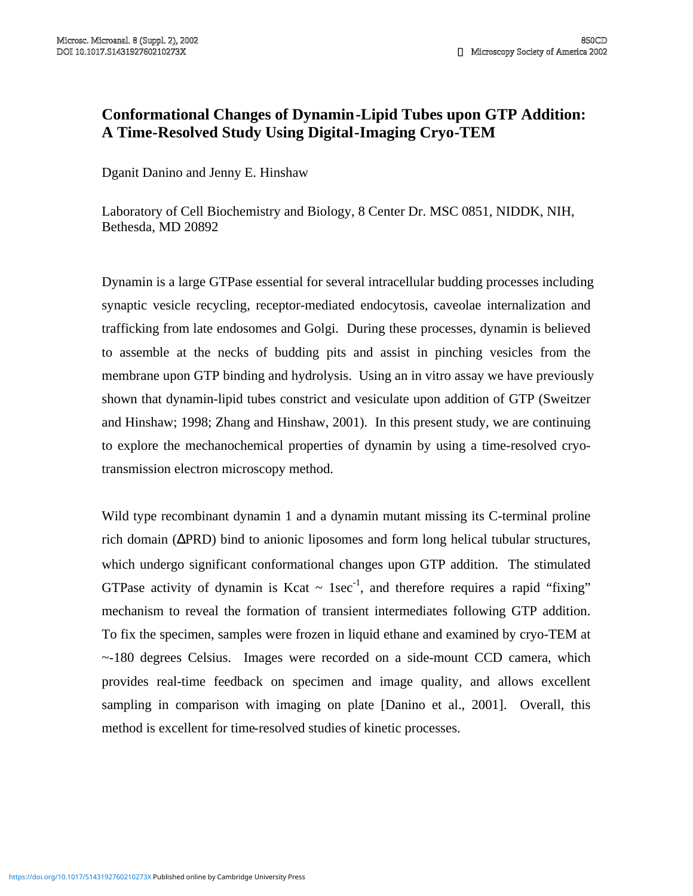# Conformational Changes of Dynamin-Lipid Tubes upon GTP Addition: A Time-Resolved Study Using Digital-Imaging Cryo-TEM

Dganit Danino and Jenny E. Hinshaw

Laboratory of Cell Biochemistry and Biology, 8 Center Dr. MSC 0851, NIDDK, NIH, Bethesda, MD 20892

Dynamin is a large GTPase essential for several intracellular budding processes including synaptic vesicle recycling, receptor-mediated endocytosis, caveolae internalization and trafficking from late endosomes and Golgi. During these processes, dynamin is believed to assemble at the necks of budding pits and assist in pinching vesicles from the membrane upon GTP binding and hydrolysis. Using an in vitro assay we have previously shown that dynamin-lipid tubes constrict and vesiculate upon addition of GTP (Sweitzer and Hinshaw; 1998; Zhang and Hinshaw, 2001). In this present study, we are continuing to explore the mechanochemical properties of dynamin by using a time-resolved cryo-transmission electron microscopy method.

Wild type recombinant dynamin 1 and a dynamin mutant missing its C-terminal proline rich domain (ΔPRD) bind to anionic liposomes and form long helical tubular structures, which undergo significant conformational changes upon GTP addition. The stimulated GTPase activity of dynamin is Kcat ~ $1 sec^{-1}$, and therefore requires a rapid "fixing" mechanism to reveal the formation of transient intermediates following GTP addition. To fix the specimen, samples were frozen in liquid ethane and examined by cryo-TEM at ~-180 degrees Celsius. Images were recorded on a side-mount CCD camera, which provides real-time feedback on specimen and image quality, and allows excellent sampling in comparison with imaging on plate [Danino et al., 2001]. Overall, this method is excellent for time-resolved studies of kinetic processes.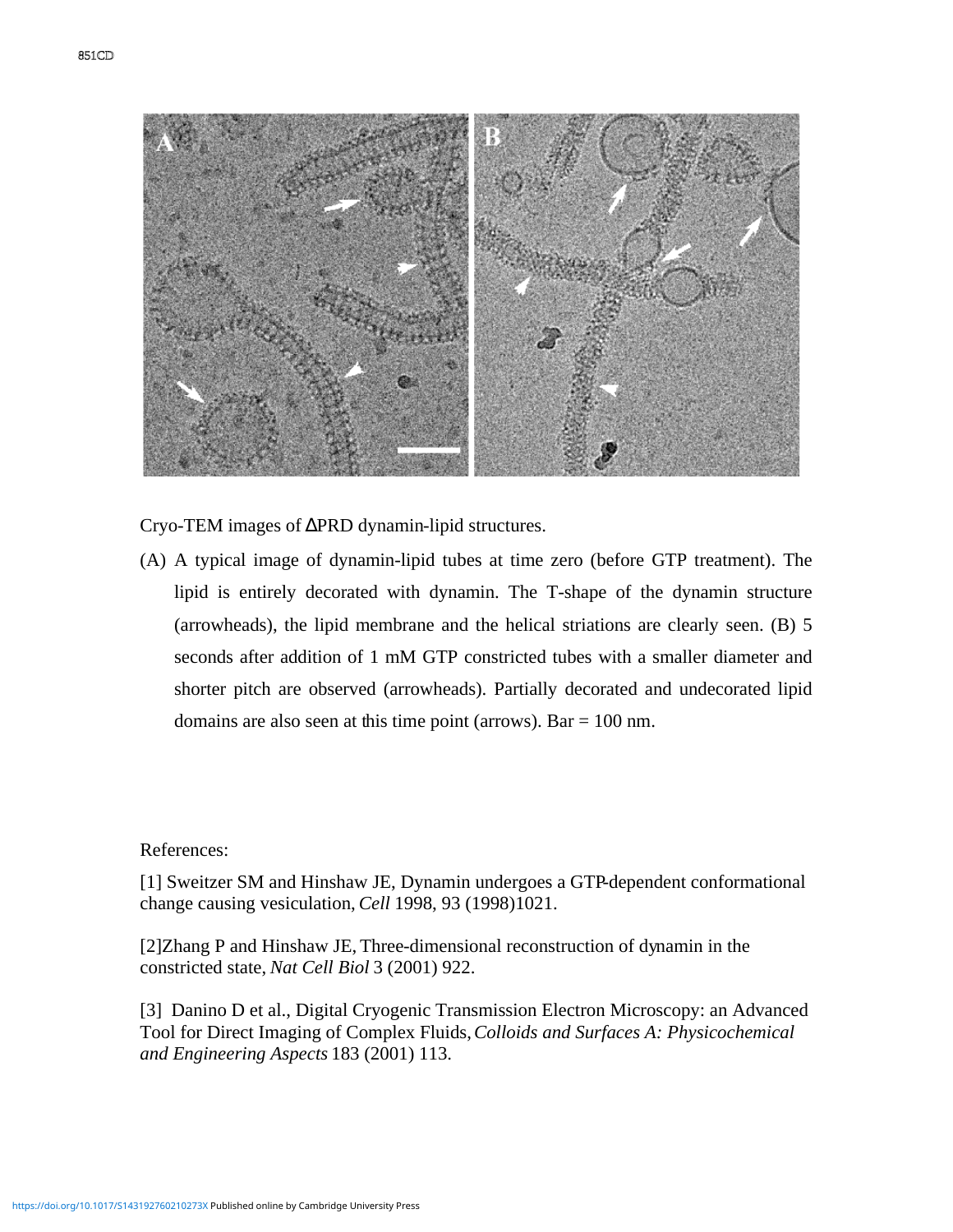Cryo-TEM images of ΔPRD dynamin-lipid structures.

(A) A typical image of dynamin-lipid tubes at time zero (before GTP treatment). The lipid is entirely decorated with dynamin. The T-shape of the dynamin structure (arrowheads), the lipid membrane and the helical striations are clearly seen. (B) 5 seconds after addition of 1 mM GTP constricted tubes with a smaller diameter and shorter pitch are observed (arrowheads). Partially decorated and undecorated lipid domains are also seen at this time point (arrows). Bar = 100 nm.

References:

[1] Sweitzer SM and Hinshaw JE, Dynamin undergoes a GTP-dependent conformational change causing vesiculation, *Cell* 1998, 93 (1998)1021.

[2]Zhang P and Hinshaw JE, Three-dimensional reconstruction of dynamin in the constricted state, *Nat Cell Biol* 3 (2001) 922.

[3] Danino D et al., Digital Cryogenic Transmission Electron Microscopy: an Advanced Tool for Direct Imaging of Complex Fluids, *Colloids and Surfaces A: Physicochemical and Engineering Aspects* 183 (2001) 113.